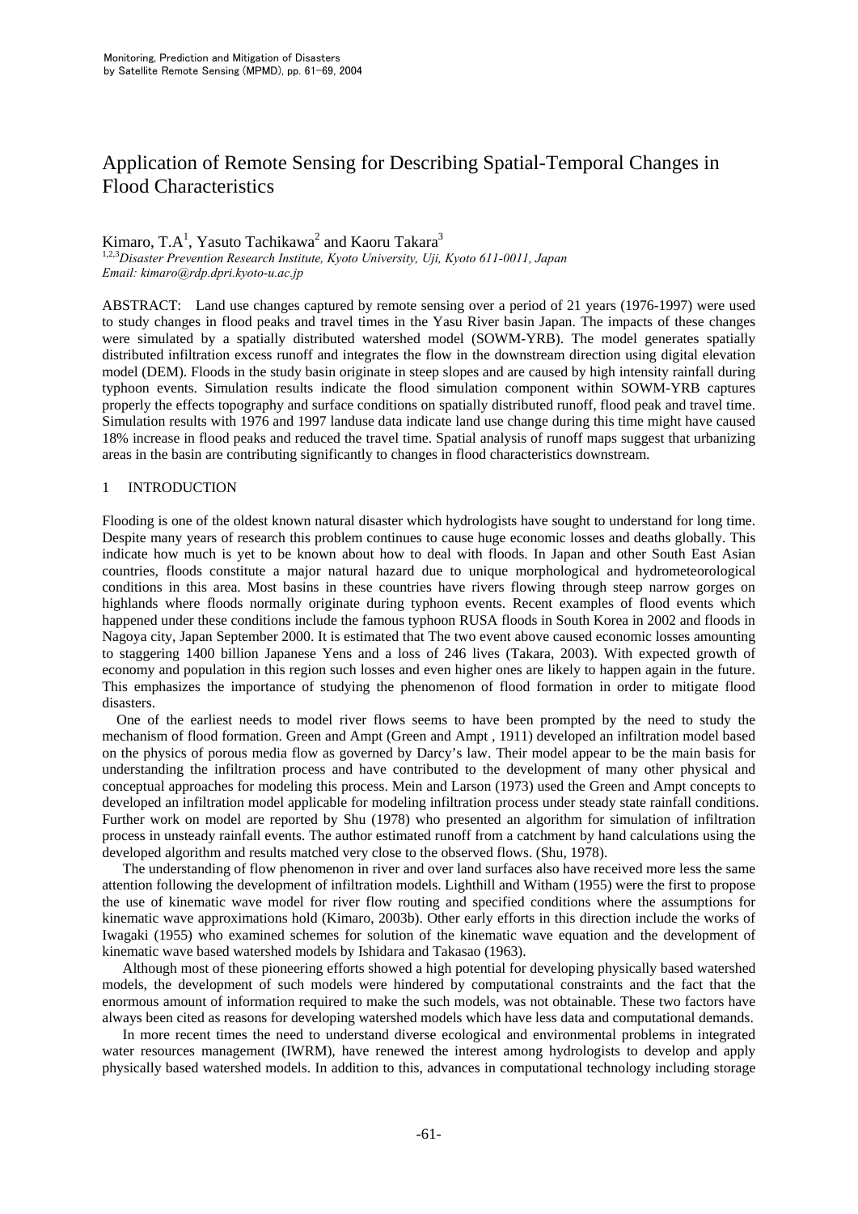# Application of Remote Sensing for Describing Spatial-Temporal Changes in Flood Characteristics

Kimaro, T.A[1], Yasuto Tachikawa[2] and Kaoru Takara[3]

[1,2,3] *Disaster Prevention Research Institute, Kyoto University, Uji, Kyoto 611-0011, Japan*
*Email: kimaro@rdp.dpri.kyoto-u.ac.jp*

ABSTRACT: Land use changes captured by remote sensing over a period of 21 years (1976-1997) were used to study changes in flood peaks and travel times in the Yasu River basin Japan. The impacts of these changes were simulated by a spatially distributed watershed model (SOWM-YRB). The model generates spatially distributed infiltration excess runoff and integrates the flow in the downstream direction using digital elevation model (DEM). Floods in the study basin originate in steep slopes and are caused by high intensity rainfall during typhoon events. Simulation results indicate the flood simulation component within SOWM-YRB captures properly the effects topography and surface conditions on spatially distributed runoff, flood peak and travel time. Simulation results with 1976 and 1997 landuse data indicate land use change during this time might have caused 18% increase in flood peaks and reduced the travel time. Spatial analysis of runoff maps suggest that urbanizing areas in the basin are contributing significantly to changes in flood characteristics downstream.

## 1 INTRODUCTION

Flooding is one of the oldest known natural disaster which hydrologists have sought to understand for long time. Despite many years of research this problem continues to cause huge economic losses and deaths globally. This indicate how much is yet to be known about how to deal with floods. In Japan and other South East Asian countries, floods constitute a major natural hazard due to unique morphological and hydrometeorological conditions in this area. Most basins in these countries have rivers flowing through steep narrow gorges on highlands where floods normally originate during typhoon events. Recent examples of flood events which happened under these conditions include the famous typhoon RUSA floods in South Korea in 2002 and floods in Nagoya city, Japan September 2000. It is estimated that The two event above caused economic losses amounting to staggering 1400 billion Japanese Yens and a loss of 246 lives (Takara, 2003). With expected growth of economy and population in this region such losses and even higher ones are likely to happen again in the future. This emphasizes the importance of studying the phenomenon of flood formation in order to mitigate flood disasters.

One of the earliest needs to model river flows seems to have been prompted by the need to study the mechanism of flood formation. Green and Ampt (Green and Ampt , 1911) developed an infiltration model based on the physics of porous media flow as governed by Darcy's law. Their model appear to be the main basis for understanding the infiltration process and have contributed to the development of many other physical and conceptual approaches for modeling this process. Mein and Larson (1973) used the Green and Ampt concepts to developed an infiltration model applicable for modeling infiltration process under steady state rainfall conditions. Further work on model are reported by Shu (1978) who presented an algorithm for simulation of infiltration process in unsteady rainfall events. The author estimated runoff from a catchment by hand calculations using the developed algorithm and results matched very close to the observed flows. (Shu, 1978).

The understanding of flow phenomenon in river and over land surfaces also have received more less the same attention following the development of infiltration models. Lighthill and Witham (1955) were the first to propose the use of kinematic wave model for river flow routing and specified conditions where the assumptions for kinematic wave approximations hold (Kimaro, 2003b). Other early efforts in this direction include the works of Iwagaki (1955) who examined schemes for solution of the kinematic wave equation and the development of kinematic wave based watershed models by Ishidara and Takasao (1963).

Although most of these pioneering efforts showed a high potential for developing physically based watershed models, the development of such models were hindered by computational constraints and the fact that the enormous amount of information required to make the such models, was not obtainable. These two factors have always been cited as reasons for developing watershed models which have less data and computational demands.

In more recent times the need to understand diverse ecological and environmental problems in integrated water resources management (IWRM), have renewed the interest among hydrologists to develop and apply physically based watershed models. In addition to this, advances in computational technology including storage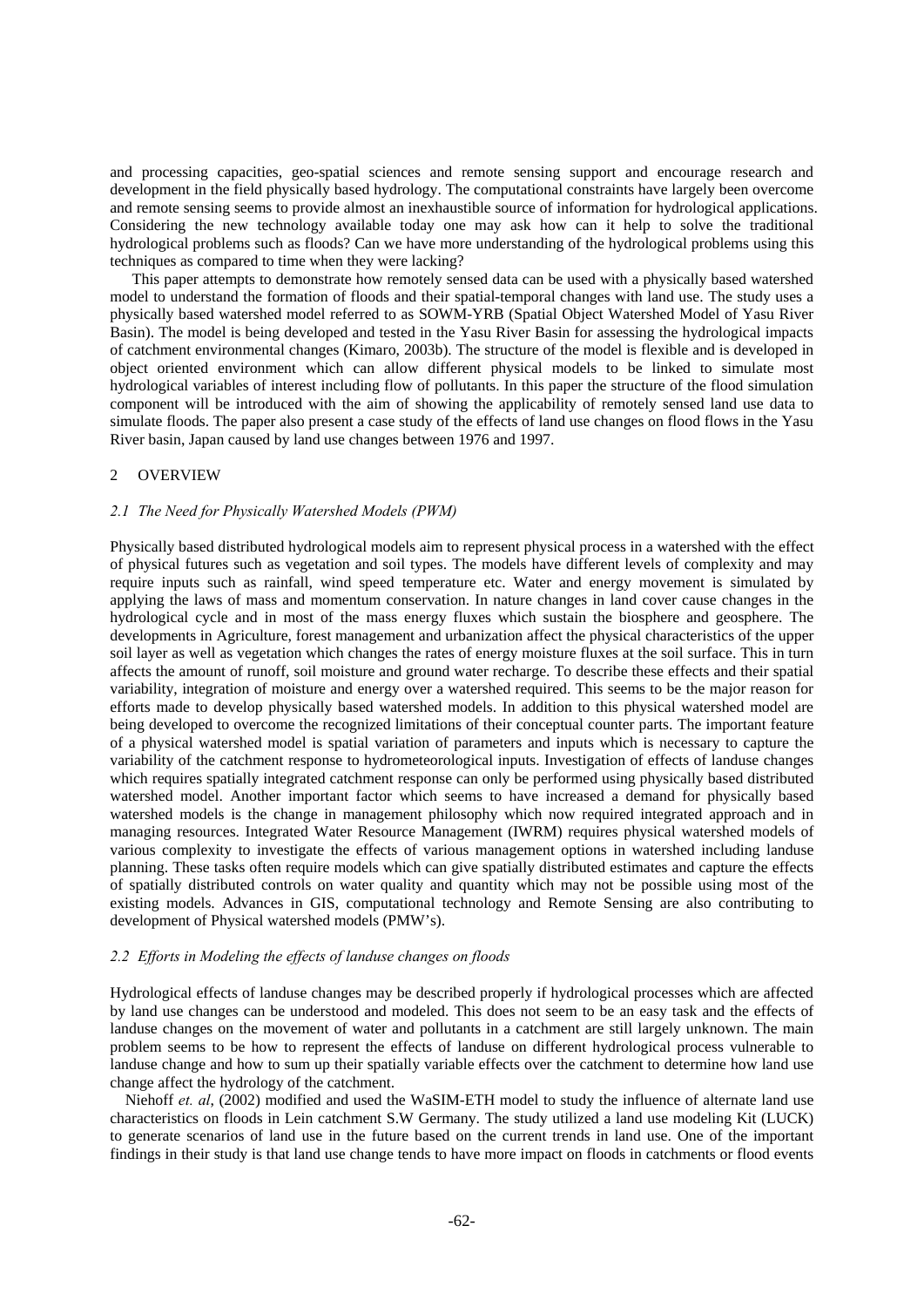and processing capacities, geo-spatial sciences and remote sensing support and encourage research and development in the field physically based hydrology. The computational constraints have largely been overcome and remote sensing seems to provide almost an inexhaustible source of information for hydrological applications. Considering the new technology available today one may ask how can it help to solve the traditional hydrological problems such as floods? Can we have more understanding of the hydrological problems using this techniques as compared to time when they were lacking?

This paper attempts to demonstrate how remotely sensed data can be used with a physically based watershed model to understand the formation of floods and their spatial-temporal changes with land use. The study uses a physically based watershed model referred to as SOWM-YRB (Spatial Object Watershed Model of Yasu River Basin). The model is being developed and tested in the Yasu River Basin for assessing the hydrological impacts of catchment environmental changes (Kimaro, 2003b). The structure of the model is flexible and is developed in object oriented environment which can allow different physical models to be linked to simulate most hydrological variables of interest including flow of pollutants. In this paper the structure of the flood simulation component will be introduced with the aim of showing the applicability of remotely sensed land use data to simulate floods. The paper also present a case study of the effects of land use changes on flood flows in the Yasu River basin, Japan caused by land use changes between 1976 and 1997.

## 2 OVERVIEW

### *2.1 The Need for Physically Watershed Models (PWM)*

Physically based distributed hydrological models aim to represent physical process in a watershed with the effect of physical futures such as vegetation and soil types. The models have different levels of complexity and may require inputs such as rainfall, wind speed temperature etc. Water and energy movement is simulated by applying the laws of mass and momentum conservation. In nature changes in land cover cause changes in the hydrological cycle and in most of the mass energy fluxes which sustain the biosphere and geosphere. The developments in Agriculture, forest management and urbanization affect the physical characteristics of the upper soil layer as well as vegetation which changes the rates of energy moisture fluxes at the soil surface. This in turn affects the amount of runoff, soil moisture and ground water recharge. To describe these effects and their spatial variability, integration of moisture and energy over a watershed required. This seems to be the major reason for efforts made to develop physically based watershed models. In addition to this physical watershed model are being developed to overcome the recognized limitations of their conceptual counter parts. The important feature of a physical watershed model is spatial variation of parameters and inputs which is necessary to capture the variability of the catchment response to hydrometeorological inputs. Investigation of effects of landuse changes which requires spatially integrated catchment response can only be performed using physically based distributed watershed model. Another important factor which seems to have increased a demand for physically based watershed models is the change in management philosophy which now required integrated approach and in managing resources. Integrated Water Resource Management (IWRM) requires physical watershed models of various complexity to investigate the effects of various management options in watershed including landuse planning. These tasks often require models which can give spatially distributed estimates and capture the effects of spatially distributed controls on water quality and quantity which may not be possible using most of the existing models. Advances in GIS, computational technology and Remote Sensing are also contributing to development of Physical watershed models (PMW's).

### *2.2 Efforts in Modeling the effects of landuse changes on floods*

Hydrological effects of landuse changes may be described properly if hydrological processes which are affected by land use changes can be understood and modeled. This does not seem to be an easy task and the effects of landuse changes on the movement of water and pollutants in a catchment are still largely unknown. The main problem seems to be how to represent the effects of landuse on different hydrological process vulnerable to landuse change and how to sum up their spatially variable effects over the catchment to determine how land use change affect the hydrology of the catchment.

Niehoff *et. al*, (2002) modified and used the WaSIM-ETH model to study the influence of alternate land use characteristics on floods in Lein catchment S.W Germany. The study utilized a land use modeling Kit (LUCK) to generate scenarios of land use in the future based on the current trends in land use. One of the important findings in their study is that land use change tends to have more impact on floods in catchments or flood events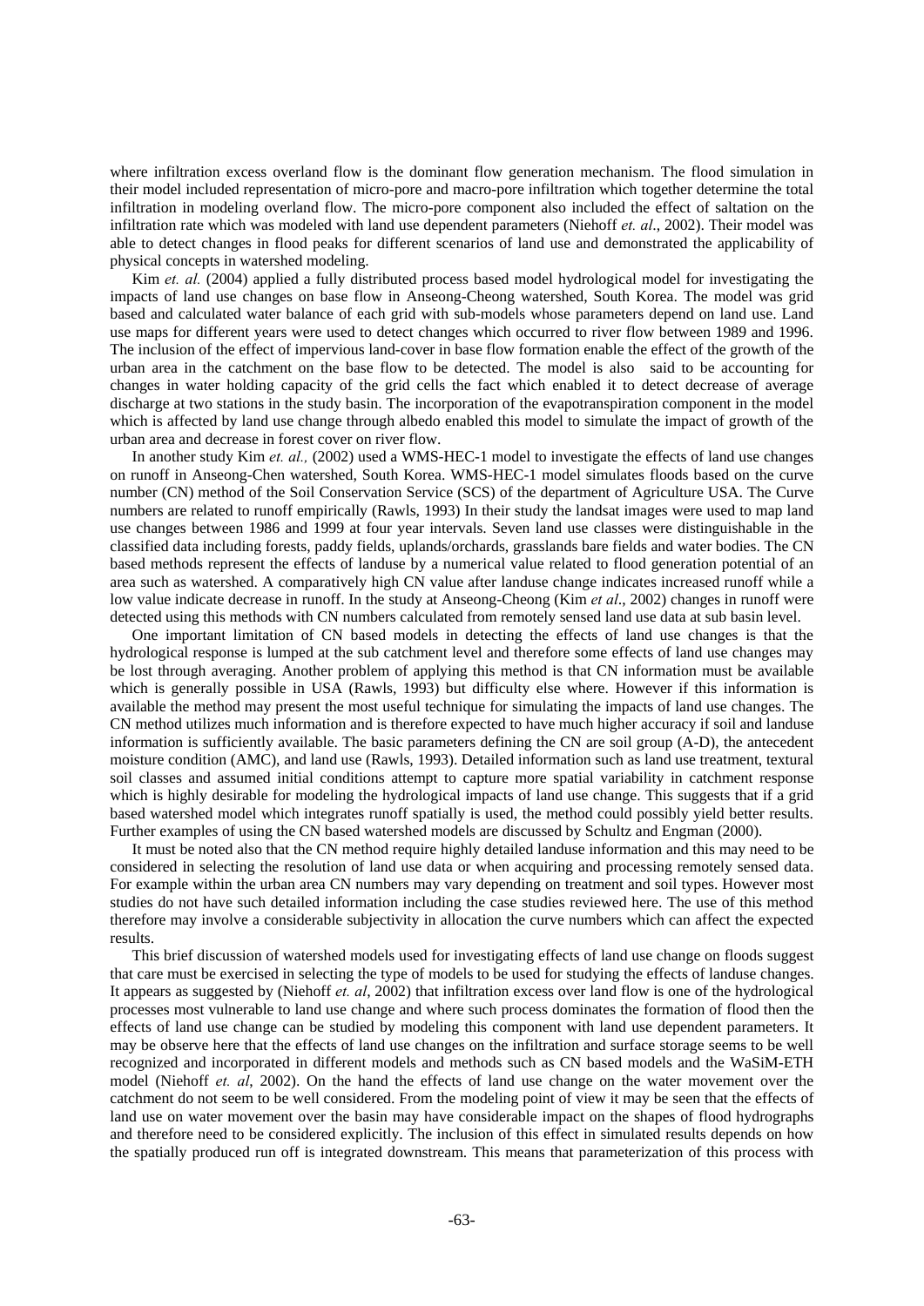where infiltration excess overland flow is the dominant flow generation mechanism. The flood simulation in their model included representation of micro-pore and macro-pore infiltration which together determine the total infiltration in modeling overland flow. The micro-pore component also included the effect of saltation on the infiltration rate which was modeled with land use dependent parameters (Niehoff *et. al*., 2002). Their model was able to detect changes in flood peaks for different scenarios of land use and demonstrated the applicability of physical concepts in watershed modeling.

Kim *et. al.* (2004) applied a fully distributed process based model hydrological model for investigating the impacts of land use changes on base flow in Anseong-Cheong watershed, South Korea. The model was grid based and calculated water balance of each grid with sub-models whose parameters depend on land use. Land use maps for different years were used to detect changes which occurred to river flow between 1989 and 1996. The inclusion of the effect of impervious land-cover in base flow formation enable the effect of the growth of the urban area in the catchment on the base flow to be detected. The model is also said to be accounting for changes in water holding capacity of the grid cells the fact which enabled it to detect decrease of average discharge at two stations in the study basin. The incorporation of the evapotranspiration component in the model which is affected by land use change through albedo enabled this model to simulate the impact of growth of the urban area and decrease in forest cover on river flow.

In another study Kim *et. al.,* (2002) used a WMS-HEC-1 model to investigate the effects of land use changes on runoff in Anseong-Chen watershed, South Korea. WMS-HEC-1 model simulates floods based on the curve number (CN) method of the Soil Conservation Service (SCS) of the department of Agriculture USA. The Curve numbers are related to runoff empirically (Rawls, 1993) In their study the landsat images were used to map land use changes between 1986 and 1999 at four year intervals. Seven land use classes were distinguishable in the classified data including forests, paddy fields, uplands/orchards, grasslands bare fields and water bodies. The CN based methods represent the effects of landuse by a numerical value related to flood generation potential of an area such as watershed. A comparatively high CN value after landuse change indicates increased runoff while a low value indicate decrease in runoff. In the study at Anseong-Cheong (Kim *et al*., 2002) changes in runoff were detected using this methods with CN numbers calculated from remotely sensed land use data at sub basin level.

One important limitation of CN based models in detecting the effects of land use changes is that the hydrological response is lumped at the sub catchment level and therefore some effects of land use changes may be lost through averaging. Another problem of applying this method is that CN information must be available which is generally possible in USA (Rawls, 1993) but difficulty else where. However if this information is available the method may present the most useful technique for simulating the impacts of land use changes. The CN method utilizes much information and is therefore expected to have much higher accuracy if soil and landuse information is sufficiently available. The basic parameters defining the CN are soil group (A-D), the antecedent moisture condition (AMC), and land use (Rawls, 1993). Detailed information such as land use treatment, textural soil classes and assumed initial conditions attempt to capture more spatial variability in catchment response which is highly desirable for modeling the hydrological impacts of land use change. This suggests that if a grid based watershed model which integrates runoff spatially is used, the method could possibly yield better results. Further examples of using the CN based watershed models are discussed by Schultz and Engman (2000).

It must be noted also that the CN method require highly detailed landuse information and this may need to be considered in selecting the resolution of land use data or when acquiring and processing remotely sensed data. For example within the urban area CN numbers may vary depending on treatment and soil types. However most studies do not have such detailed information including the case studies reviewed here. The use of this method therefore may involve a considerable subjectivity in allocation the curve numbers which can affect the expected results.

This brief discussion of watershed models used for investigating effects of land use change on floods suggest that care must be exercised in selecting the type of models to be used for studying the effects of landuse changes. It appears as suggested by (Niehoff *et. al*, 2002) that infiltration excess over land flow is one of the hydrological processes most vulnerable to land use change and where such process dominates the formation of flood then the effects of land use change can be studied by modeling this component with land use dependent parameters. It may be observe here that the effects of land use changes on the infiltration and surface storage seems to be well recognized and incorporated in different models and methods such as CN based models and the WaSiM-ETH model (Niehoff *et. al*, 2002). On the hand the effects of land use change on the water movement over the catchment do not seem to be well considered. From the modeling point of view it may be seen that the effects of land use on water movement over the basin may have considerable impact on the shapes of flood hydrographs and therefore need to be considered explicitly. The inclusion of this effect in simulated results depends on how the spatially produced run off is integrated downstream. This means that parameterization of this process with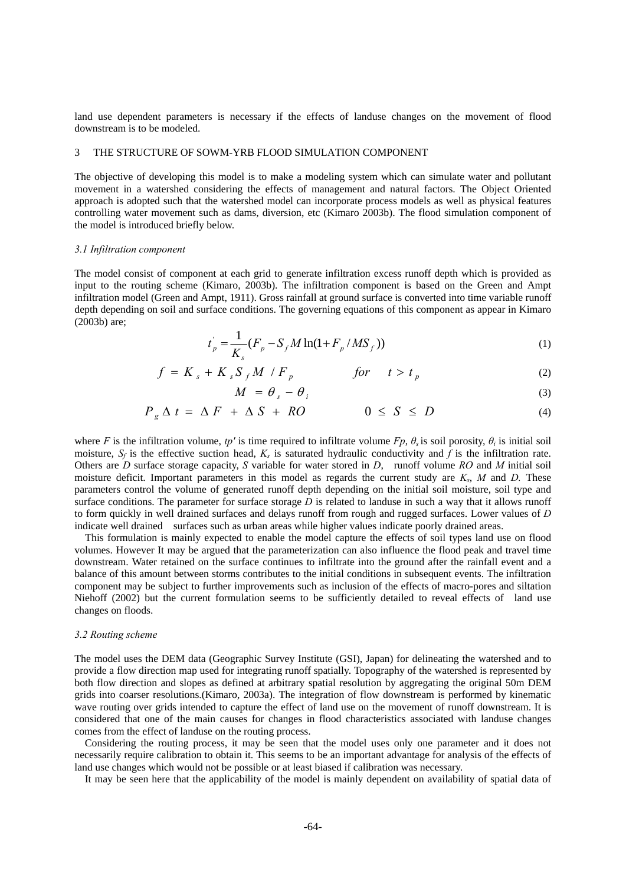land use dependent parameters is necessary if the effects of landuse changes on the movement of flood downstream is to be modeled.

## 3 THE STRUCTURE OF SOWM-YRB FLOOD SIMULATION COMPONENT

The objective of developing this model is to make a modeling system which can simulate water and pollutant movement in a watershed considering the effects of management and natural factors. The Object Oriented approach is adopted such that the watershed model can incorporate process models as well as physical features controlling water movement such as dams, diversion, etc (Kimaro 2003b). The flood simulation component of the model is introduced briefly below.

### *3.1 Infiltration component*

The model consist of component at each grid to generate infiltration excess runoff depth which is provided as input to the routing scheme (Kimaro, 2003b). The infiltration component is based on the Green and Ampt infiltration model (Green and Ampt, 1911). Gross rainfall at ground surface is converted into time variable runoff depth depending on soil and surface conditions. The governing equations of this component as appear in Kimaro (2003b) are;

$$t_p^{'} = \frac{1}{K_s}(F_p - S_f M \ln(1 + F_p / MS_f)) \tag{1}$$

$$f = K_s + K_s S_f M / F_p \qquad for \quad t > t_p \tag{2}$$

$$M = \theta_s - \theta_i \tag{3}$$

$$P_g \Delta t = \Delta F + \Delta S + RO \qquad 0 \le S \le D \tag{4}$$

where $F$ is the infiltration volume, $tp'$ is time required to infiltrate volume $Fp$, $\theta_s$ is soil porosity, $\theta_i$ is initial soil moisture, $S_f$ is the effective suction head, $K_s$ is saturated hydraulic conductivity and $f$ is the infiltration rate. Others are $D$ surface storage capacity, $S$ variable for water stored in $D$, runoff volume $RO$ and $M$ initial soil moisture deficit. Important parameters in this model as regards the current study are $K_s$, $M$ and $D$. These parameters control the volume of generated runoff depth depending on the initial soil moisture, soil type and surface conditions. The parameter for surface storage $D$ is related to landuse in such a way that it allows runoff to form quickly in well drained surfaces and delays runoff from rough and rugged surfaces. Lower values of $D$ indicate well drained surfaces such as urban areas while higher values indicate poorly drained areas.

This formulation is mainly expected to enable the model capture the effects of soil types land use on flood volumes. However It may be argued that the parameterization can also influence the flood peak and travel time downstream. Water retained on the surface continues to infiltrate into the ground after the rainfall event and a balance of this amount between storms contributes to the initial conditions in subsequent events. The infiltration component may be subject to further improvements such as inclusion of the effects of macro-pores and siltation Niehoff (2002) but the current formulation seems to be sufficiently detailed to reveal effects of land use changes on floods.

### *3.2 Routing scheme*

The model uses the DEM data (Geographic Survey Institute (GSI), Japan) for delineating the watershed and to provide a flow direction map used for integrating runoff spatially. Topography of the watershed is represented by both flow direction and slopes as defined at arbitrary spatial resolution by aggregating the original 50m DEM grids into coarser resolutions.(Kimaro, 2003a). The integration of flow downstream is performed by kinematic wave routing over grids intended to capture the effect of land use on the movement of runoff downstream. It is considered that one of the main causes for changes in flood characteristics associated with landuse changes comes from the effect of landuse on the routing process.

Considering the routing process, it may be seen that the model uses only one parameter and it does not necessarily require calibration to obtain it. This seems to be an important advantage for analysis of the effects of land use changes which would not be possible or at least biased if calibration was necessary.

It may be seen here that the applicability of the model is mainly dependent on availability of spatial data of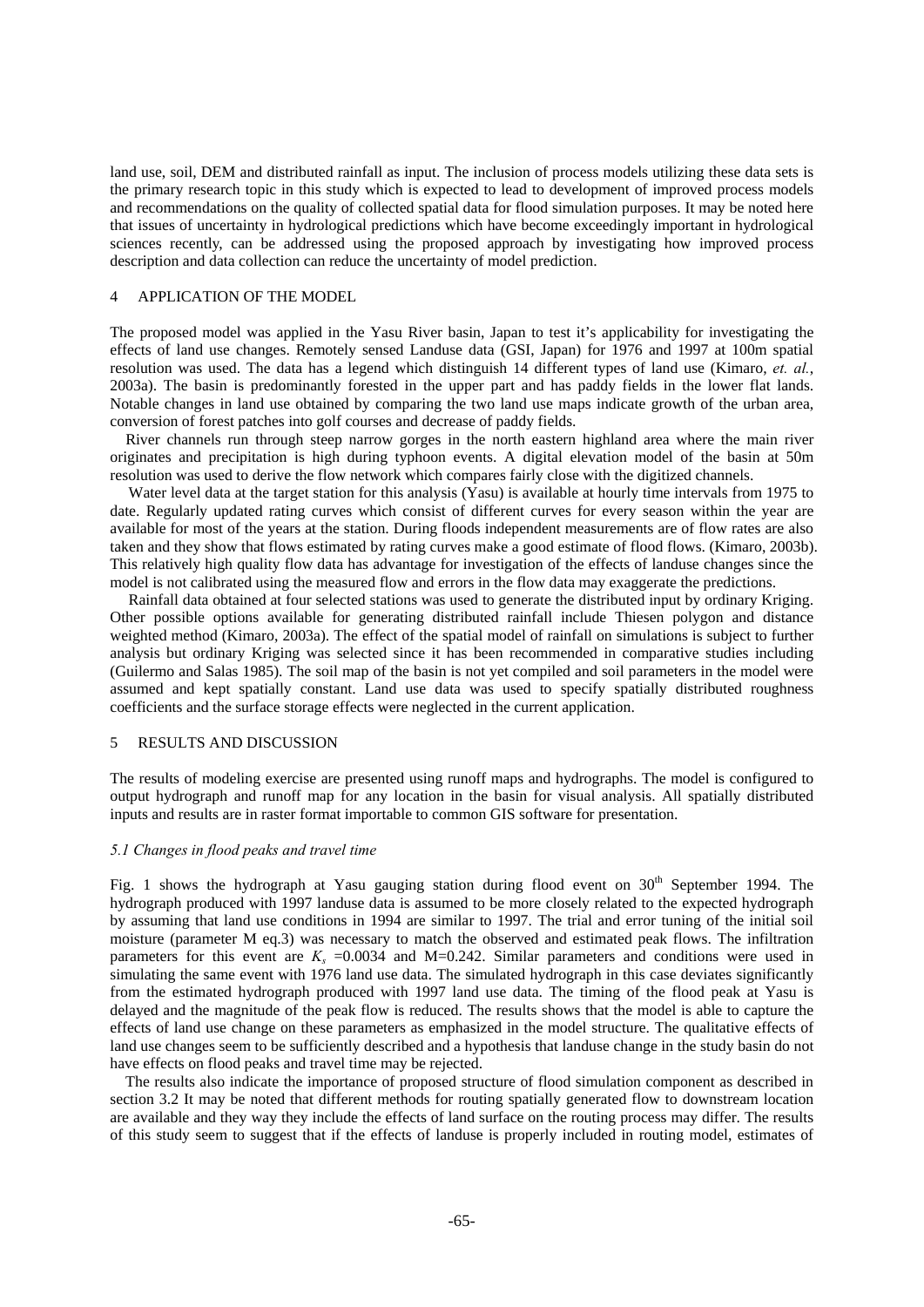land use, soil, DEM and distributed rainfall as input. The inclusion of process models utilizing these data sets is the primary research topic in this study which is expected to lead to development of improved process models and recommendations on the quality of collected spatial data for flood simulation purposes. It may be noted here that issues of uncertainty in hydrological predictions which have become exceedingly important in hydrological sciences recently, can be addressed using the proposed approach by investigating how improved process description and data collection can reduce the uncertainty of model prediction.

## 4 APPLICATION OF THE MODEL

The proposed model was applied in the Yasu River basin, Japan to test it's applicability for investigating the effects of land use changes. Remotely sensed Landuse data (GSI, Japan) for 1976 and 1997 at 100m spatial resolution was used. The data has a legend which distinguish 14 different types of land use (Kimaro, *et. al.*, 2003a). The basin is predominantly forested in the upper part and has paddy fields in the lower flat lands. Notable changes in land use obtained by comparing the two land use maps indicate growth of the urban area, conversion of forest patches into golf courses and decrease of paddy fields.

River channels run through steep narrow gorges in the north eastern highland area where the main river originates and precipitation is high during typhoon events. A digital elevation model of the basin at 50m resolution was used to derive the flow network which compares fairly close with the digitized channels.

Water level data at the target station for this analysis (Yasu) is available at hourly time intervals from 1975 to date. Regularly updated rating curves which consist of different curves for every season within the year are available for most of the years at the station. During floods independent measurements are of flow rates are also taken and they show that flows estimated by rating curves make a good estimate of flood flows. (Kimaro, 2003b). This relatively high quality flow data has advantage for investigation of the effects of landuse changes since the model is not calibrated using the measured flow and errors in the flow data may exaggerate the predictions.

Rainfall data obtained at four selected stations was used to generate the distributed input by ordinary Kriging. Other possible options available for generating distributed rainfall include Thiesen polygon and distance weighted method (Kimaro, 2003a). The effect of the spatial model of rainfall on simulations is subject to further analysis but ordinary Kriging was selected since it has been recommended in comparative studies including (Guilermo and Salas 1985). The soil map of the basin is not yet compiled and soil parameters in the model were assumed and kept spatially constant. Land use data was used to specify spatially distributed roughness coefficients and the surface storage effects were neglected in the current application.

## 5 RESULTS AND DISCUSSION

The results of modeling exercise are presented using runoff maps and hydrographs. The model is configured to output hydrograph and runoff map for any location in the basin for visual analysis. All spatially distributed inputs and results are in raster format importable to common GIS software for presentation.

### *5.1 Changes in flood peaks and travel time*

Fig. 1 shows the hydrograph at Yasu gauging station during flood event on 30th September 1994. The hydrograph produced with 1997 landuse data is assumed to be more closely related to the expected hydrograph by assuming that land use conditions in 1994 are similar to 1997. The trial and error tuning of the initial soil moisture (parameter M eq.3) was necessary to match the observed and estimated peak flows. The infiltration parameters for this event are $K_s$ =0.0034 and M=0.242. Similar parameters and conditions were used in simulating the same event with 1976 land use data. The simulated hydrograph in this case deviates significantly from the estimated hydrograph produced with 1997 land use data. The timing of the flood peak at Yasu is delayed and the magnitude of the peak flow is reduced. The results shows that the model is able to capture the effects of land use change on these parameters as emphasized in the model structure. The qualitative effects of land use changes seem to be sufficiently described and a hypothesis that landuse change in the study basin do not have effects on flood peaks and travel time may be rejected.

The results also indicate the importance of proposed structure of flood simulation component as described in section 3.2 It may be noted that different methods for routing spatially generated flow to downstream location are available and they way they include the effects of land surface on the routing process may differ. The results of this study seem to suggest that if the effects of landuse is properly included in routing model, estimates of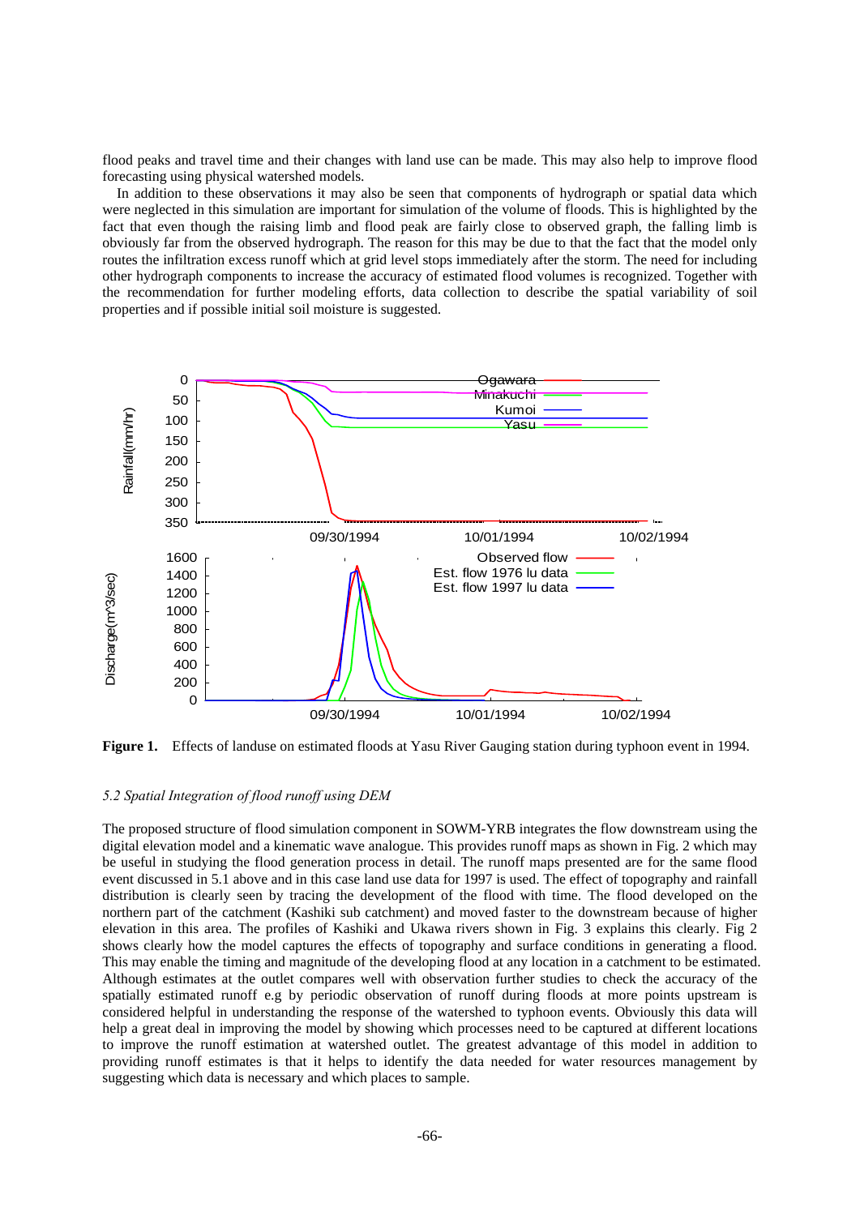flood peaks and travel time and their changes with land use can be made. This may also help to improve flood forecasting using physical watershed models.

In addition to these observations it may also be seen that components of hydrograph or spatial data which were neglected in this simulation are important for simulation of the volume of floods. This is highlighted by the fact that even though the raising limb and flood peak are fairly close to observed graph, the falling limb is obviously far from the observed hydrograph. The reason for this may be due to that the fact that the model only routes the infiltration excess runoff which at grid level stops immediately after the storm. The need for including other hydrograph components to increase the accuracy of estimated flood volumes is recognized. Together with the recommendation for further modeling efforts, data collection to describe the spatial variability of soil properties and if possible initial soil moisture is suggested.

**Figure 1.** Effects of landuse on estimated floods at Yasu River Gauging station during typhoon event in 1994.

### *5.2 Spatial Integration of flood runoff using DEM*

The proposed structure of flood simulation component in SOWM-YRB integrates the flow downstream using the digital elevation model and a kinematic wave analogue. This provides further runoff maps as shown in Fig. 2 which may be useful in studying the flood generation process in detail. The runoff maps presented are for the same flood event discussed in 5.1 above and in this case land use data for 1997 is used. The effect of topography and rainfall distribution is clearly seen by tracing the development of the flood with time. The flood developed on the northern part of the catchment (Kashiki sub catchment) and moved faster to the downstream because of higher elevation in this area. The profiles of Kashiki and Ukawa rivers shown in Fig. 3 explains this clearly. Fig 2 shows clearly how the model captures the effects of topography and surface conditions in generating a flood. This may enable the timing and magnitude of the developing flood at any location in a catchment to be estimated. Although estimates at the outlet compares well with observation further studies to check the accuracy of the spatially estimated runoff e.g by periodic observation of runoff during floods at more points upstream is considered helpful in understanding the response of the watershed to typhoon events. Obviously this data will help a great deal in improving the model by showing which processes need to be captured at different locations to improve the runoff estimation at watershed outlet. The greatest advantage of this model in addition to providing runoff estimates is that it helps to identify the data needed for water resources management by suggesting which data is necessary and which places to sample.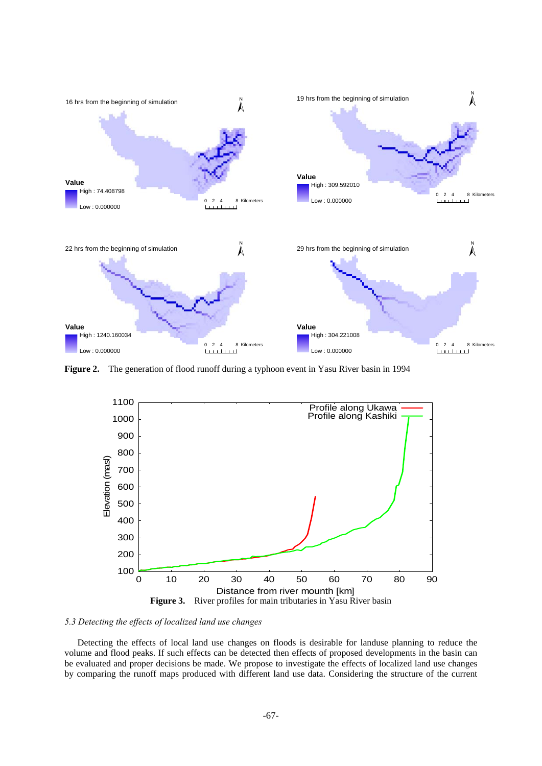**Figure 2.** The generation of flood runoff during a typhoon event in Yasu River basin in 1994

**Figure 3.** River profiles for main tributaries in Yasu River basin

### *5.3 Detecting the effects of localized land use changes*

Detecting the effects of local land use changes on floods is desirable for landuse planning to reduce the volume and flood peaks. If such effects can be detected then effects of proposed developments in the basin can be evaluated and proper decisions be made. We propose to investigate the effects of localized land use changes by comparing the runoff maps produced with different land use data. Considering the structure of the current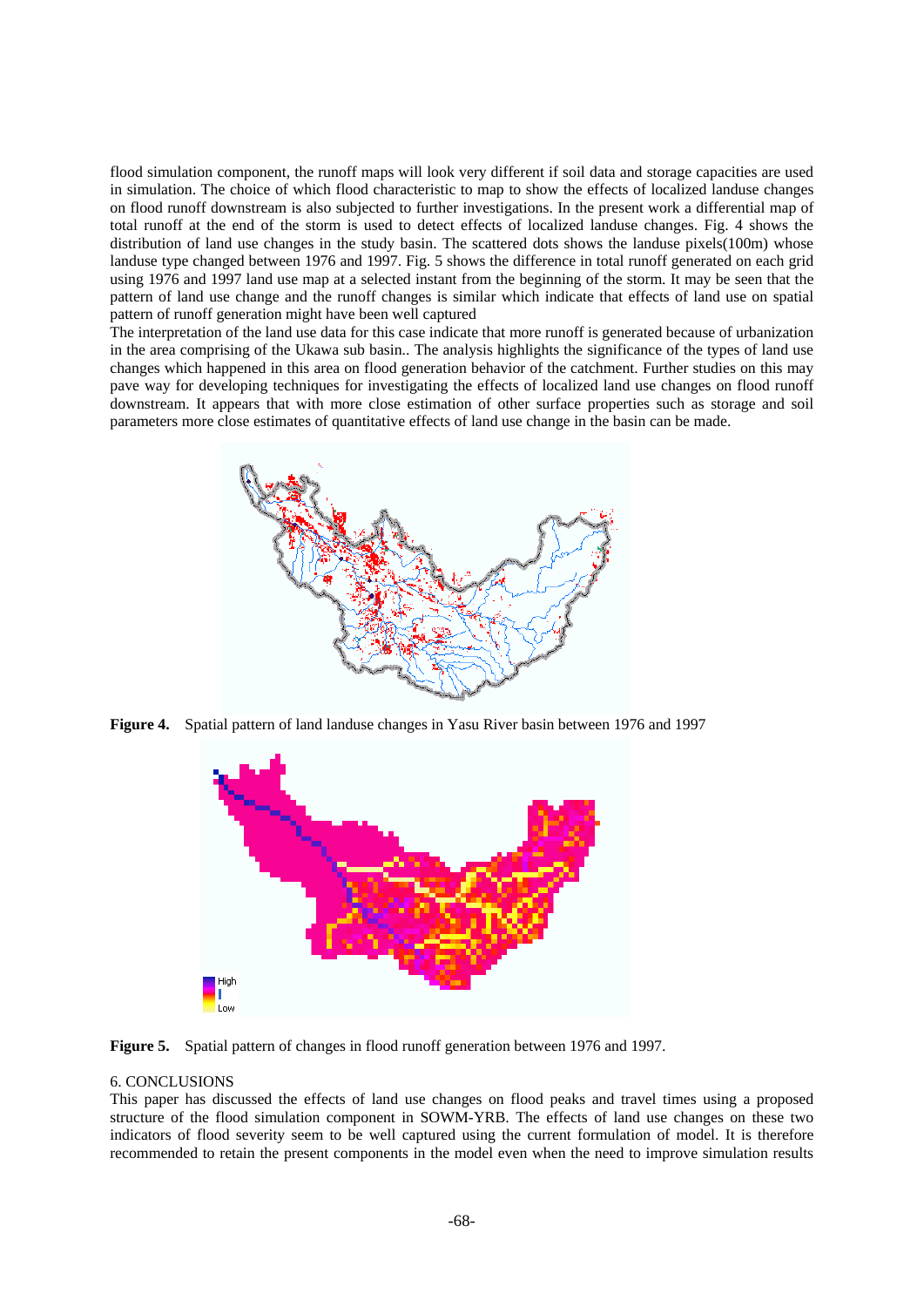flood simulation component, the runoff maps will look very different if soil data and storage capacities are used in simulation. The choice of which flood characteristic to map to show the effects of localized landuse changes on flood runoff downstream is also subjected to further investigations. In the present work a differential map of total runoff at the end of the storm is used to detect effects of localized landuse changes. Fig. 4 shows the distribution of land use changes in the study basin. The scattered dots shows the landuse pixels(100m) whose landuse type changed between 1976 and 1997. Fig. 5 shows the difference in total runoff generated on each grid using 1976 and 1997 land use map at a selected instant from the beginning of the storm. It may be seen that the pattern of land use change and the runoff changes is similar which indicate that effects of land use on spatial pattern of runoff generation might have been well captured

The interpretation of the land use data for this case indicate that more runoff is generated because of urbanization in the area comprising of the Ukawa sub basin.. The analysis highlights the significance of the types of land use changes which happened in this area on flood generation behavior of the catchment. Further studies on this may pave way for developing techniques for investigating the effects of localized land use changes on flood runoff downstream. It appears that with more close estimation of other surface properties such as storage and soil parameters more close estimates of quantitative effects of land use change in the basin can be made.

**Figure 4.** Spatial pattern of land landuse changes in Yasu River basin between 1976 and 1997

**Figure 5.** Spatial pattern of changes in flood runoff generation between 1976 and 1997.

## 6. CONCLUSIONS

This paper has discussed the effects of land use changes on flood peaks and travel times using a proposed structure of the flood simulation component in SOWM-YRB. The effects of land use changes on these two indicators of flood severity seem to be well captured using the current formulation of model. It is therefore recommended to retain the present components in the model even when the need to improve simulation results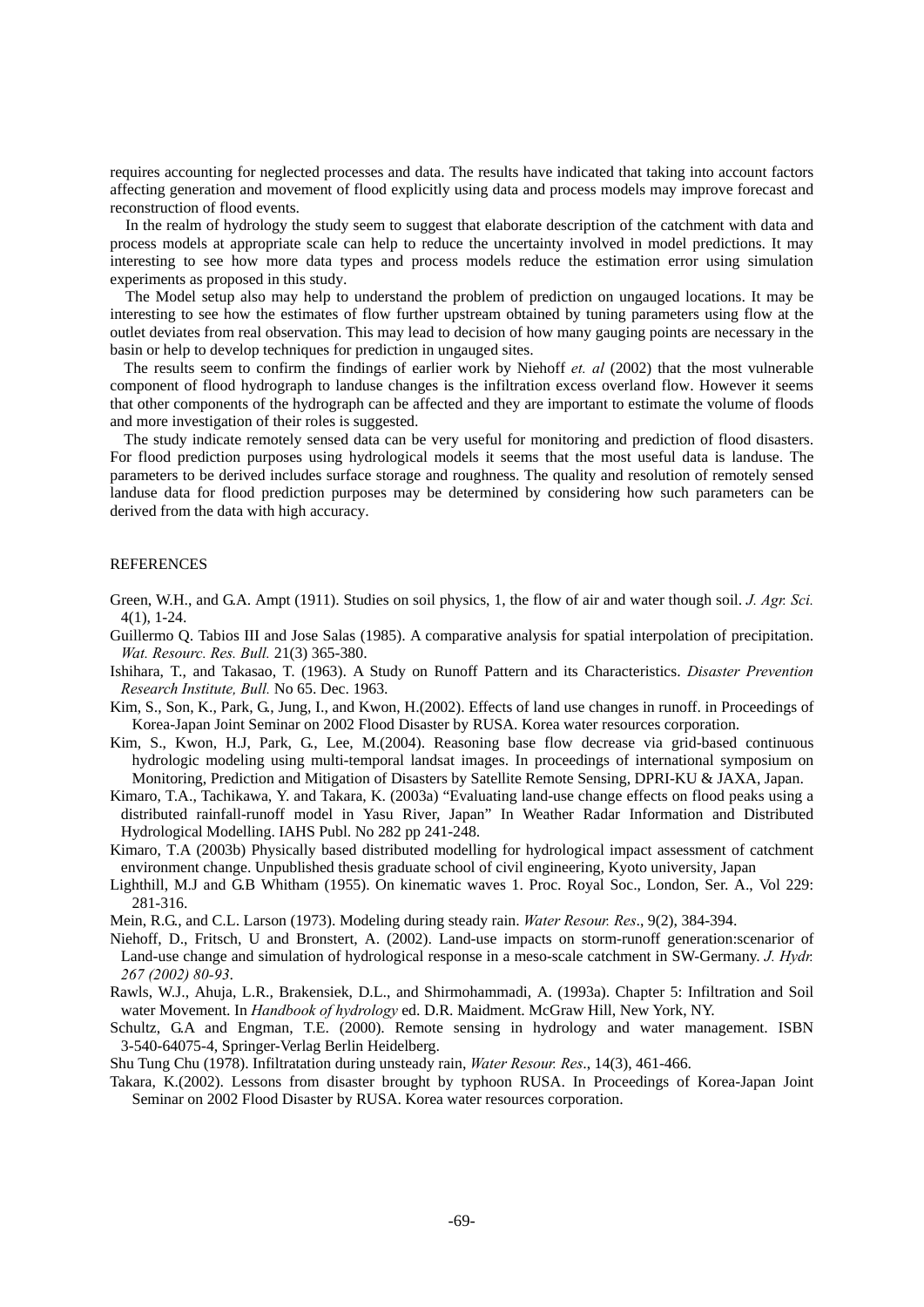requires accounting for neglected processes and data. The results have indicated that taking into account factors affecting generation and movement of flood explicitly using data and process models may improve forecast and reconstruction of flood events.

In the realm of hydrology the study seem to suggest that elaborate description of the catchment with data and process models at appropriate scale can help to reduce the uncertainty involved in model predictions. It may interesting to see how more data types and process models reduce the estimation error using simulation experiments as proposed in this study.

The Model setup also may help to understand the problem of prediction on ungauged locations. It may be interesting to see how the estimates of flow further upstream obtained by tuning parameters using flow at the outlet deviates from real observation. This may lead to decision of how many gauging points are necessary in the basin or help to develop techniques for prediction in ungauged sites.

The results seem to confirm the findings of earlier work by Niehoff *et. al* (2002) that the most vulnerable component of flood hydrograph to landuse changes is the infiltration excess overland flow. However it seems that other components of the hydrograph can be affected and they are important to estimate the volume of floods and more investigation of their roles is suggested.

The study indicate remotely sensed data can be very useful for monitoring and prediction of flood disasters. For flood prediction purposes using hydrological models it seems that the most useful data is landuse. The parameters to be derived includes surface storage and roughness. The quality and resolution of remotely sensed landuse data for flood prediction purposes may be determined by considering how such parameters can be derived from the data with high accuracy.

## REFERENCES

Green, W.H., and G.A. Ampt (1911). Studies on soil physics, 1, the flow of air and water though soil. *J. Agr. Sci.* 4(1), 1-24.

Guillermo Q. Tabios III and Jose Salas (1985). A comparative analysis for spatial interpolation of precipitation. *Wat. Resourc. Res. Bull.* 21(3) 365-380.

Ishihara, T., and Takasao, T. (1963). A Study on Runoff Pattern and its Characteristics. *Disaster Prevention Research Institute, Bull.* No 65. Dec. 1963.

Kim, S., Son, K., Park, G., Jung, I., and Kwon, H.(2002). Effects of land use changes in runoff. in Proceedings of Korea-Japan Joint Seminar on 2002 Flood Disaster by RUSA. Korea water resources corporation.

Kim, S., Kwon, H.J, Park, G., Lee, M.(2004). Reasoning base flow decrease via grid-based continuous hydrologic modeling using multi-temporal landsat images. In proceedings of international symposium on Monitoring, Prediction and Mitigation of Disasters by Satellite Remote Sensing, DPRI-KU & JAXA, Japan.

Kimaro, T.A., Tachikawa, Y. and Takara, K. (2003a) "Evaluating land-use change effects on flood peaks using a distributed rainfall-runoff model in Yasu River, Japan" In Weather Radar Information and Distributed Hydrological Modelling. IAHS Publ. No 282 pp 241-248.

Kimaro, T.A (2003b) Physically based distributed modelling for hydrological impact assessment of catchment environment change. Unpublished thesis graduate school of civil engineering, Kyoto university, Japan

Lighthill, M.J and G.B Whitham (1955). On kinematic waves 1. Proc. Royal Soc., London, Ser. A., Vol 229: 281-316.

Mein, R.G., and C.L. Larson (1973). Modeling during steady rain. *Water Resour. Res*., 9(2), 384-394.

Niehoff, D., Fritsch, U and Bronstert, A. (2002). Land-use impacts on storm-runoff generation:scenarior of Land-use change and simulation of hydrological response in a meso-scale catchment in SW-Germany. *J. Hydr. 267 (2002) 80-93*.

Rawls, W.J., Ahuja, L.R., Brakensiek, D.L., and Shirmohammadi, A. (1993a). Chapter 5: Infiltration and Soil water Movement. In *Handbook of hydrology* ed. D.R. Maidment. McGraw Hill, New York, NY.

Schultz, G.A and Engman, T.E. (2000). Remote sensing in hydrology and water management. ISBN 3-540-64075-4, Springer-Verlag Berlin Heidelberg.

Shu Tung Chu (1978). Infiltratation during unsteady rain, *Water Resour. Res*., 14(3), 461-466.

Takara, K.(2002). Lessons from disaster brought by typhoon RUSA. In Proceedings of Korea-Japan Joint Seminar on 2002 Flood Disaster by RUSA. Korea water resources corporation.